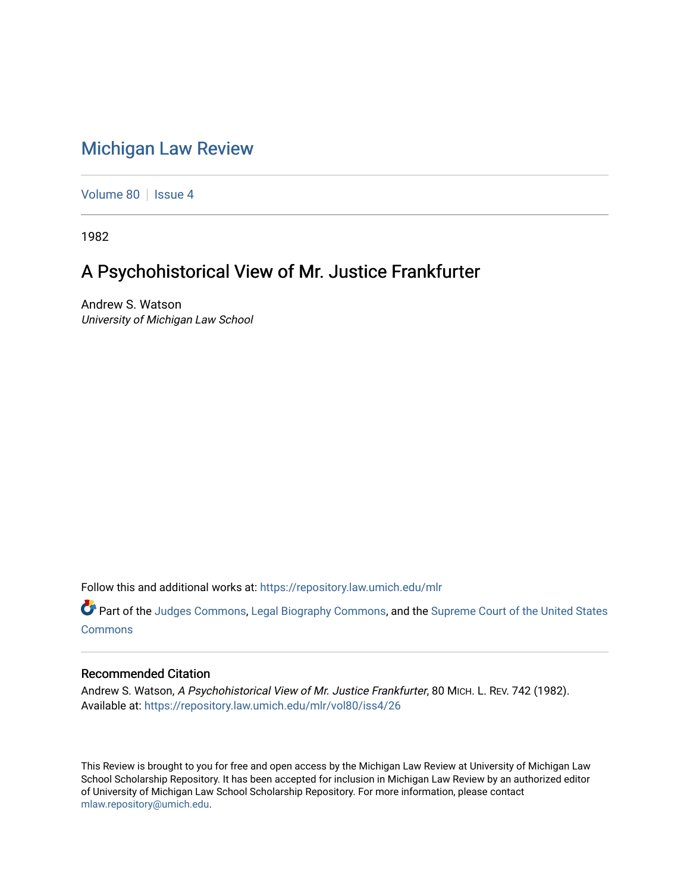# Michigan Law Review

Volume 80 | Issue 4

1982

## A Psychohistorical View of Mr. Justice Frankfurter

Andrew S. Watson
*University of Michigan Law School*

Follow this and additional works at: https://repository.law.umich.edu/mlr

Part of the Judges Commons, Legal Biography Commons, and the Supreme Court of the United States Commons

### Recommended Citation

Andrew S. Watson, *A Psychohistorical View of Mr. Justice Frankfurter*, 80 MICH. L. REV. 742 (1982).
Available at: https://repository.law.umich.edu/mlr/vol80/iss4/26

This Review is brought to you for free and open access by the Michigan Law Review at University of Michigan Law School Scholarship Repository. It has been accepted for inclusion in Michigan Law Review by an authorized editor of University of Michigan Law School Scholarship Repository. For more information, please contact mlaw.repository@umich.edu.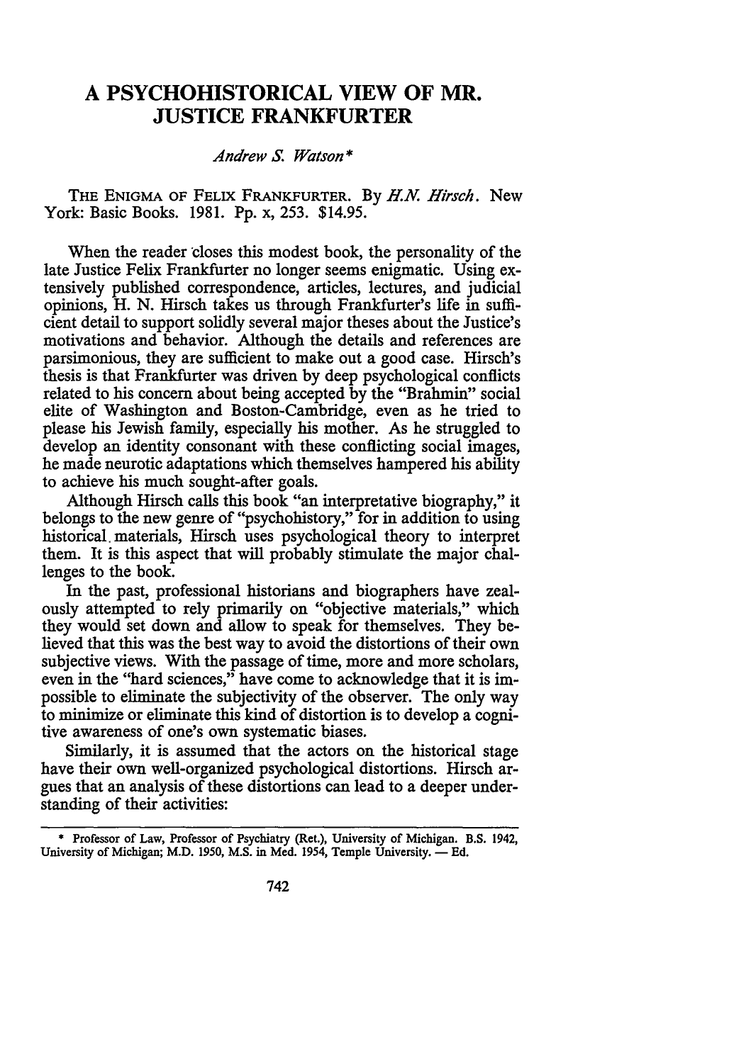# A PSYCHOHISTORICAL VIEW OF MR. JUSTICE FRANKFURTER

*Andrew S. Watson**

THE ENIGMA OF FELIX FRANKFURTER. By *H.N. Hirsch*. New York: Basic Books. 1981. Pp. x, 253. $14.95.

When the reader closes this modest book, the personality of the late Justice Felix Frankfurter no longer seems enigmatic. Using extensively published correspondence, articles, lectures, and judicial opinions, H. N. Hirsch takes us through Frankfurter's life in sufficient detail to support solidly several major theses about the Justice's motivations and behavior. Although the details and references are parsimonious, they are sufficient to make out a good case. Hirsch's thesis is that Frankfurter was driven by deep psychological conflicts related to his concern about being accepted by the "Brahmin" social elite of Washington and Boston-Cambridge, even as he tried to please his Jewish family, especially his mother. As he struggled to develop an identity consonant with these conflicting social images, he made neurotic adaptations which themselves hampered his ability to achieve his much sought-after goals.

Although Hirsch calls this book "an interpretative biography," it belongs to the new genre of "psychohistory," for in addition to using historical materials, Hirsch uses psychological theory to interpret them. It is this aspect that will probably stimulate the major challenges to the book.

In the past, professional historians and biographers have zealously attempted to rely primarily on "objective materials," which they would set down and allow to speak for themselves. They believed that this was the best way to avoid the distortions of their own subjective views. With the passage of time, more and more scholars, even in the "hard sciences," have come to acknowledge that it is impossible to eliminate the subjectivity of the observer. The only way to minimize or eliminate this kind of distortion is to develop a cognitive awareness of one's own systematic biases.

Similarly, it is assumed that the actors on the historical stage have their own well-organized psychological distortions. Hirsch argues that an analysis of these distortions can lead to a deeper understanding of their activities:

\* Professor of Law, Professor of Psychiatry (Ret.), University of Michigan. B.S. 1942, University of Michigan; M.D. 1950, M.S. in Med. 1954, Temple University. — Ed.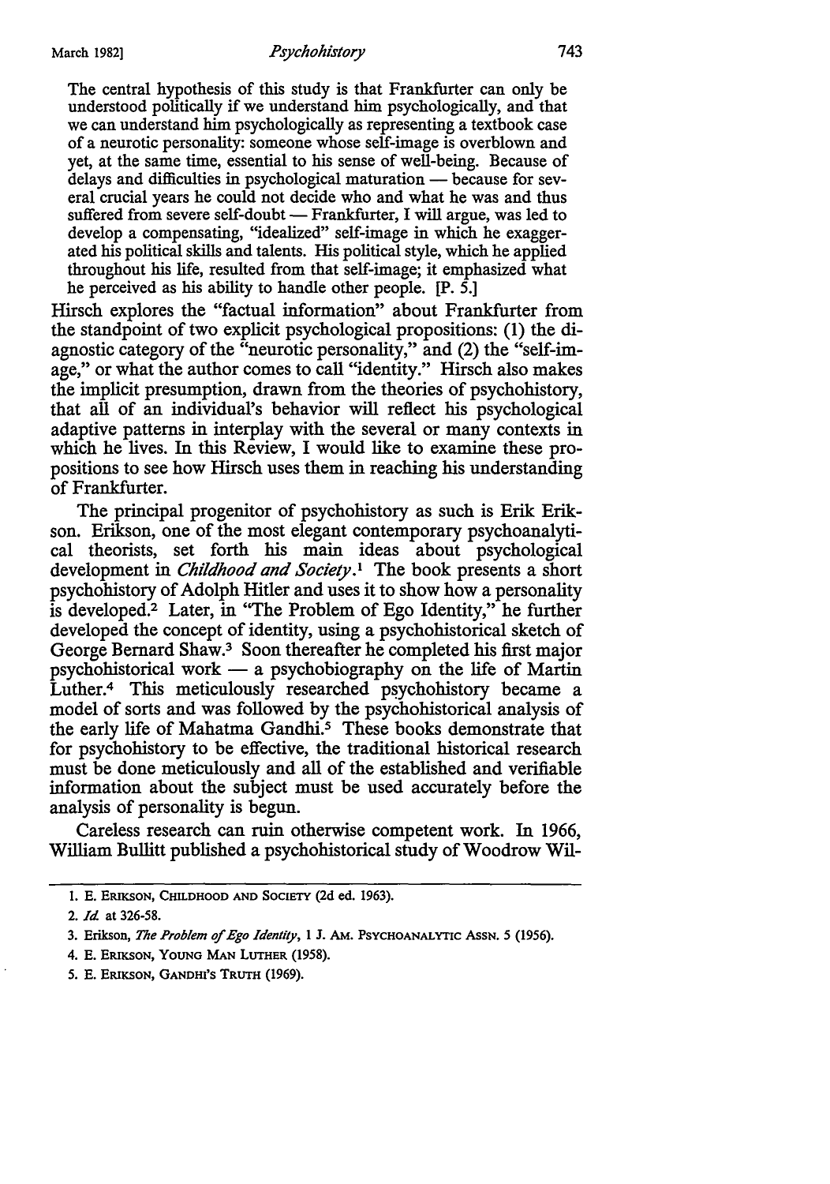> The central hypothesis of this study is that Frankfurter can only be understood politically if we understand him psychologically, and that we can understand him psychologically as representing a textbook case of a neurotic personality: someone whose self-image is overblown and yet, at the same time, essential to his sense of well-being. Because of delays and difficulties in psychological maturation — because for several crucial years he could not decide who and what he was and thus suffered from severe self-doubt — Frankfurter, I will argue, was led to develop a compensating, "idealized" self-image in which he exaggerated his political skills and talents. His political style, which he applied throughout his life, resulted from that self-image; it emphasized what he perceived as his ability to handle other people. [P. 5.]

Hirsch explores the "factual information" about Frankfurter from the standpoint of two explicit psychological propositions: (1) the diagnostic category of the "neurotic personality," and (2) the "self-image," or what the author comes to call "identity." Hirsch also makes the implicit presumption, drawn from the theories of psychohistory, that all of an individual's behavior will reflect his psychological adaptive patterns in interplay with the several or many contexts in which he lives. In this Review, I would like to examine these propositions to see how Hirsch uses them in reaching his understanding of Frankfurter.

The principal progenitor of psychohistory as such is Erik Erikson. Erikson, one of the most elegant contemporary psychoanalytical theorists, set forth his main ideas about psychological development in *Childhood and Society*.[1] The book presents a short psychohistory of Adolph Hitler and uses it to show how a personality is developed.[2] Later, in "The Problem of Ego Identity," he further developed the concept of identity, using a psychohistorical sketch of George Bernard Shaw.[3] Soon thereafter he completed his first major psychohistorical work — a psychobiography on the life of Martin Luther.[4] This meticulously researched psychohistory became a model of sorts and was followed by the psychohistorical analysis of the early life of Mahatma Gandhi.[5] These books demonstrate that for psychohistory to be effective, the traditional historical research must be done meticulously and all of the established and verifiable information about the subject must be used accurately before the analysis of personality is begun.

Careless research can ruin otherwise competent work. In 1966, William Bullitt published a psychohistorical study of Woodrow Wil-

---

1. E. ERIKSON, CHILDHOOD AND SOCIETY (2d ed. 1963).

2. *Id.* at 326-58.

3. Erikson, *The Problem of Ego Identity*, 1 J. AM. PSYCHOANALYTIC ASSN. 5 (1956).

4. E. ERIKSON, YOUNG MAN LUTHER (1958).

5. E. ERIKSON, GANDHI'S TRUTH (1969).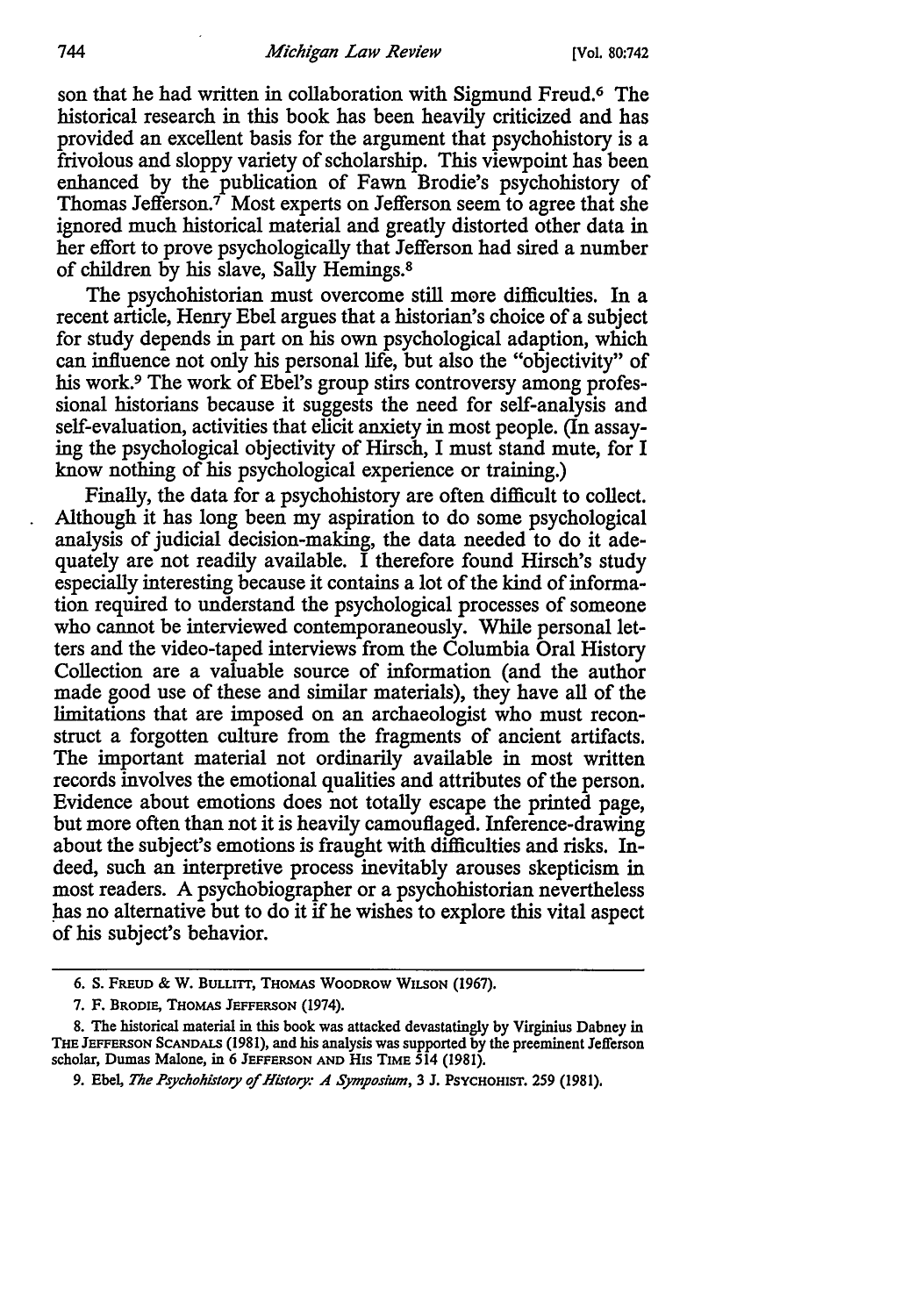son that he had written in collaboration with Sigmund Freud.[6] The historical research in this book has been heavily criticized and has provided an excellent basis for the argument that psychohistory is a frivolous and sloppy variety of scholarship. This viewpoint has been enhanced by the publication of Fawn Brodie's psychohistory of Thomas Jefferson.[7] Most experts on Jefferson seem to agree that she ignored much historical material and greatly distorted other data in her effort to prove psychologically that Jefferson had sired a number of children by his slave, Sally Hemings.[8]

The psychohistorian must overcome still more difficulties. In a recent article, Henry Ebel argues that a historian's choice of a subject for study depends in part on his own psychological adaption, which can influence not only his personal life, but also the "objectivity" of his work.[9] The work of Ebel's group stirs controversy among professional historians because it suggests the need for self-analysis and self-evaluation, activities that elicit anxiety in most people. (In assaying the psychological objectivity of Hirsch, I must stand mute, for I know nothing of his psychological experience or training.)

Finally, the data for a psychohistory are often difficult to collect. Although it has long been my aspiration to do some psychological analysis of judicial decision-making, the data needed to do it adequately are not readily available. I therefore found Hirsch's study especially interesting because it contains a lot of the kind of information required to understand the psychological processes of someone who cannot be interviewed contemporaneously. While personal letters and the video-taped interviews from the Columbia Oral History Collection are a valuable source of information (and the author made good use of these and similar materials), they have all of the limitations that are imposed on an archaeologist who must reconstruct a forgotten culture from the fragments of ancient artifacts. The important material not ordinarily available in most written records involves the emotional qualities and attributes of the person. Evidence about emotions does not totally escape the printed page, but more often than not it is heavily camouflaged. Inference-drawing about the subject's emotions is fraught with difficulties and risks. Indeed, such an interpretive process inevitably arouses skepticism in most readers. A psychobiographer or a psychohistorian nevertheless has no alternative but to do it if he wishes to explore this vital aspect of his subject's behavior.

---

6. S. FREUD & W. BULLITT, THOMAS WOODROW WILSON (1967).

7. F. BRODIE, THOMAS JEFFERSON (1974).

8. The historical material in this book was attacked devastatingly by Virginius Dabney in THE JEFFERSON SCANDALS (1981), and his analysis was supported by the preeminent Jefferson scholar, Dumas Malone, in 6 JEFFERSON AND HIS TIME 514 (1981).

9. Ebel, *The Psychohistory of History: A Symposium*, 3 J. PSYCHOHIST. 259 (1981).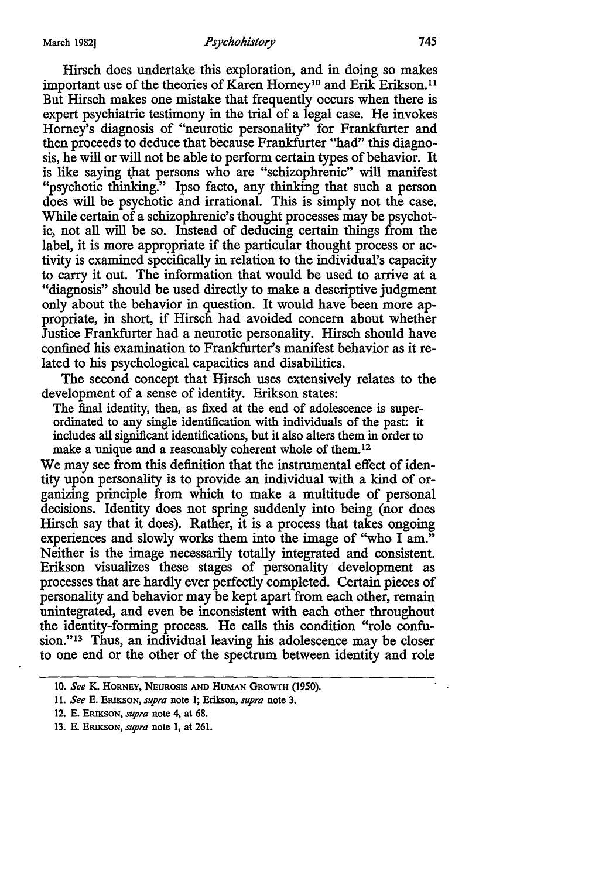Hirsch does undertake this exploration, and in doing so makes important use of the theories of Karen Horney[10] and Erik Erikson.[11] But Hirsch makes one mistake that frequently occurs when there is expert psychiatric testimony in the trial of a legal case. He invokes Horney's diagnosis of "neurotic personality" for Frankfurter and then proceeds to deduce that because Frankfurter "had" this diagnosis, he will or will not be able to perform certain types of behavior. It is like saying that persons who are "schizophrenic" will manifest "psychotic thinking." Ipso facto, any thinking that such a person does will be psychotic and irrational. This is simply not the case. While certain of a schizophrenic's thought processes may be psychotic, not all will be so. Instead of deducing certain things from the label, it is more appropriate if the particular thought process or activity is examined specifically in relation to the individual's capacity to carry it out. The information that would be used to arrive at a "diagnosis" should be used directly to make a descriptive judgment only about the behavior in question. It would have been more appropriate, in short, if Hirsch had avoided concern about whether Justice Frankfurter had a neurotic personality. Hirsch should have confined his examination to Frankfurter's manifest behavior as it related to his psychological capacities and disabilities.

The second concept that Hirsch uses extensively relates to the development of a sense of identity. Erikson states:

> The final identity, then, as fixed at the end of adolescence is superordinated to any single identification with individuals of the past: it includes all significant identifications, but it also alters them in order to make a unique and a reasonably coherent whole of them.[12]

We may see from this definition that the instrumental effect of identity upon personality is to provide an individual with a kind of organizing principle from which to make a multitude of personal decisions. Identity does not spring suddenly into being (nor does Hirsch say that it does). Rather, it is a process that takes ongoing experiences and slowly works them into the image of "who I am." Neither is the image necessarily totally integrated and consistent. Erikson visualizes these stages of personality development as processes that are hardly ever perfectly completed. Certain pieces of personality and behavior may be kept apart from each other, remain unintegrated, and even be inconsistent with each other throughout the identity-forming process. He calls this condition "role confusion."[13] Thus, an individual leaving his adolescence may be closer to one end or the other of the spectrum between identity and role

---

10. *See* K. Horney, Neurosis and Human Growth (1950).
11. *See* E. Erikson, *supra* note 1; Erikson, *supra* note 3.
12. E. Erikson, *supra* note 4, at 68.
13. E. Erikson, *supra* note 1, at 261.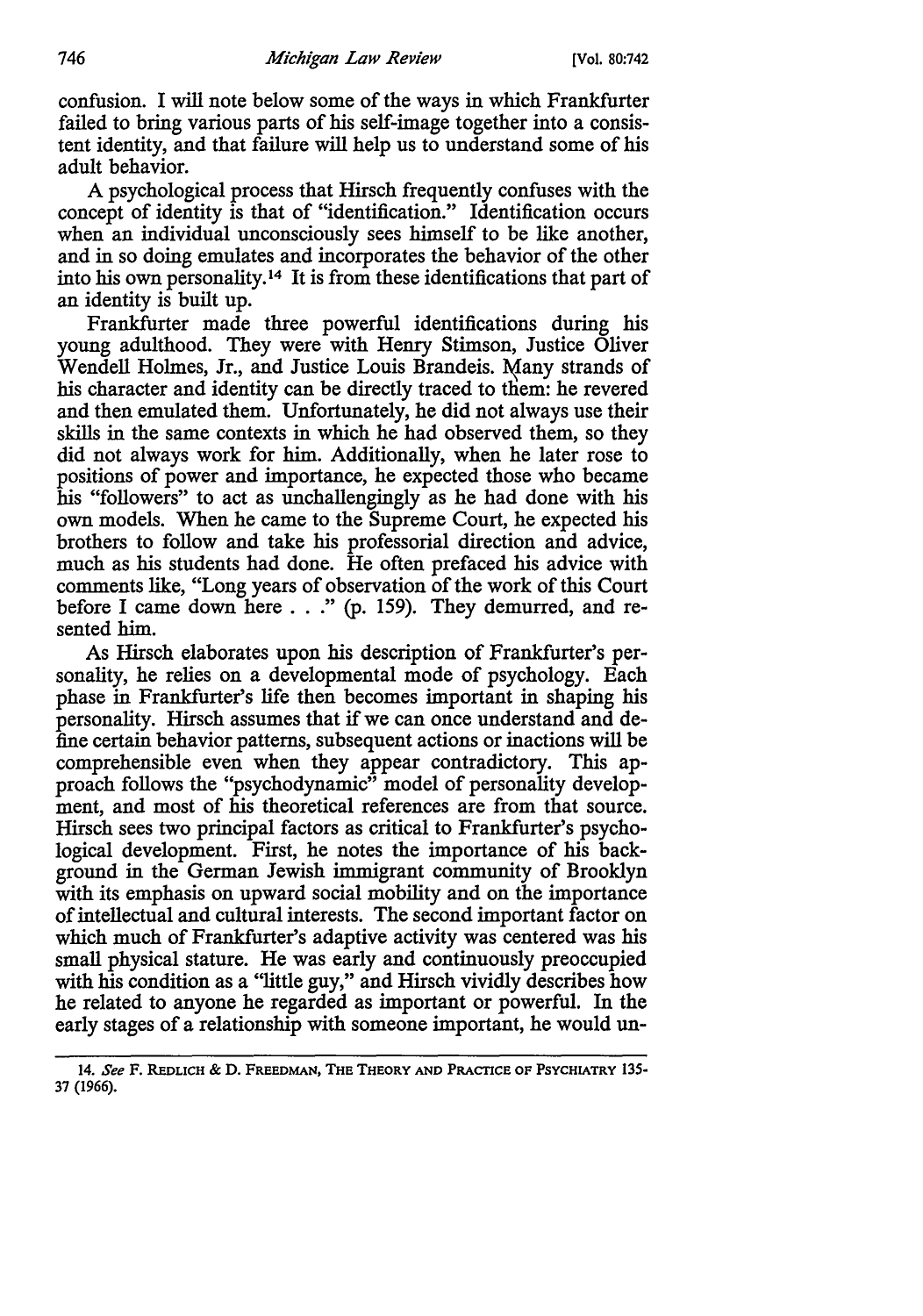confusion. I will note below some of the ways in which Frankfurter failed to bring various parts of his self-image together into a consistent identity, and that failure will help us to understand some of his adult behavior.

A psychological process that Hirsch frequently confuses with the concept of identity is that of "identification." Identification occurs when an individual unconsciously sees himself to be like another, and in so doing emulates and incorporates the behavior of the other into his own personality.[14] It is from these identifications that part of an identity is built up.

Frankfurter made three powerful identifications during his young adulthood. They were with Henry Stimson, Justice Oliver Wendell Holmes, Jr., and Justice Louis Brandeis. Many strands of his character and identity can be directly traced to them: he revered and then emulated them. Unfortunately, he did not always use their skills in the same contexts in which he had observed them, so they did not always work for him. Additionally, when he later rose to positions of power and importance, he expected those who became his "followers" to act as unchallengingly as he had done with his own models. When he came to the Supreme Court, he expected his brothers to follow and take his professorial direction and advice, much as his students had done. He often prefaced his advice with comments like, "Long years of observation of the work of this Court before I came down here . . ." (p. 159). They demurred, and resented him.

As Hirsch elaborates upon his description of Frankfurter's personality, he relies on a developmental mode of psychology. Each phase in Frankfurter's life then becomes important in shaping his personality. Hirsch assumes that if we can once understand and define certain behavior patterns, subsequent actions or inactions will be comprehensible even when they appear contradictory. This approach follows the "psychodynamic" model of personality development, and most of his theoretical references are from that source. Hirsch sees two principal factors as critical to Frankfurter's psychological development. First, he notes the importance of his background in the German Jewish immigrant community of Brooklyn with its emphasis on upward social mobility and on the importance of intellectual and cultural interests. The second important factor on which much of Frankfurter's adaptive activity was centered was his small physical stature. He was early and continuously preoccupied with his condition as a "little guy," and Hirsch vividly describes how he related to anyone he regarded as important or powerful. In the early stages of a relationship with someone important, he would un-

14. *See* F. REDLICH & D. FREEDMAN, THE THEORY AND PRACTICE OF PSYCHIATRY 135-37 (1966).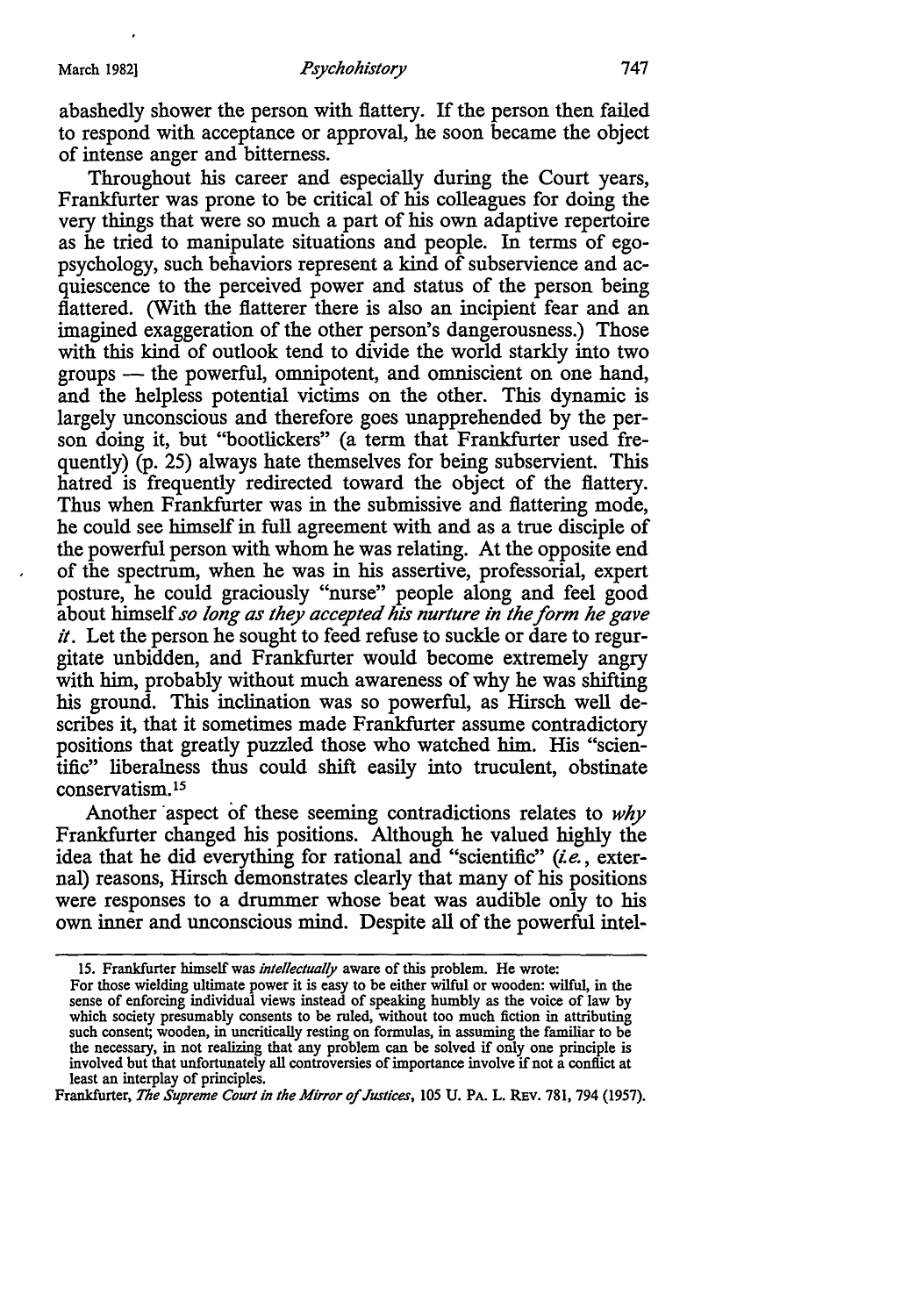abashedly shower the person with flattery. If the person then failed to respond with acceptance or approval, he soon became the object of intense anger and bitterness.

Throughout his career and especially during the Court years, Frankfurter was prone to be critical of his colleagues for doing the very things that were so much a part of his own adaptive repertoire as he tried to manipulate situations and people. In terms of ego-psychology, such behaviors represent a kind of subservience and acquiescence to the perceived power and status of the person being flattered. (With the flatterer there is also an incipient fear and an imagined exaggeration of the other person's dangerousness.) Those with this kind of outlook tend to divide the world starkly into two groups — the powerful, omnipotent, and omniscient on one hand, and the helpless potential victims on the other. This dynamic is largely unconscious and therefore goes unapprehended by the person doing it, but "bootlickers" (a term that Frankfurter used frequently) (p. 25) always hate themselves for being subservient. This hatred is frequently redirected toward the object of the flattery. Thus when Frankfurter was in the submissive and flattering mode, he could see himself in full agreement with and as a true disciple of the powerful person with whom he was relating. At the opposite end of the spectrum, when he was in his assertive, professorial, expert posture, he could graciously "nurse" people along and feel good about himself *so long as they accepted his nurture in the form he gave it*. Let the person he sought to feed refuse to suckle or dare to regurgitate unbidden, and Frankfurter would become extremely angry with him, probably without much awareness of why he was shifting his ground. This inclination was so powerful, as Hirsch well describes it, that it sometimes made Frankfurter assume contradictory positions that greatly puzzled those who watched him. His "scientific" liberalness thus could shift easily into truculent, obstinate conservatism.[15]

Another aspect of these seeming contradictions relates to *why* Frankfurter changed his positions. Although he valued highly the idea that he did everything for rational and "scientific" (*i.e.*, external) reasons, Hirsch demonstrates clearly that many of his positions were responses to a drummer whose beat was audible only to his own inner and unconscious mind. Despite all of the powerful intel-

---

15. Frankfurter himself was *intellectually* aware of this problem. He wrote:

For those wielding ultimate power it is easy to be either wilful or wooden: wilful, in the sense of enforcing individual views instead of speaking humbly as the voice of law by which society presumably consents to be ruled, without too much fiction in attributing such consent; wooden, in uncritically resting on formulas, in assuming the familiar to be the necessary, in not realizing that any problem can be solved if only one principle is involved but that unfortunately all controversies of importance involve if not a conflict at least an interplay of principles.

Frankfurter, *The Supreme Court in the Mirror of Justices*, 105 U. PA. L. REV. 781, 794 (1957).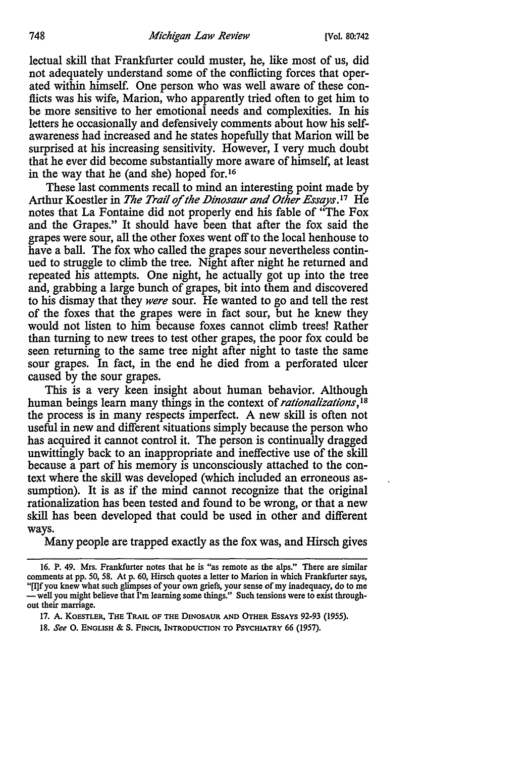lectual skill that Frankfurter could muster, he, like most of us, did not adequately understand some of the conflicting forces that operated within himself. One person who was well aware of these conflicts was his wife, Marion, who apparently tried often to get him to be more sensitive to her emotional needs and complexities. In his letters he occasionally and defensively comments about how his self-awareness had increased and he states hopefully that Marion will be surprised at his increasing sensitivity. However, I very much doubt that he ever did become substantially more aware of himself, at least in the way that he (and she) hoped for.[16]

These last comments recall to mind an interesting point made by Arthur Koestler in *The Trail of the Dinosaur and Other Essays*.[17] He notes that La Fontaine did not properly end his fable of "The Fox and the Grapes." It should have been that after the fox said the grapes were sour, all the other foxes went off to the local henhouse to have a ball. The fox who called the grapes sour nevertheless continued to struggle to climb the tree. Night after night he returned and repeated his attempts. One night, he actually got up into the tree and, grabbing a large bunch of grapes, bit into them and discovered to his dismay that they *were* sour. He wanted to go and tell the rest of the foxes that the grapes were in fact sour, but he knew they would not listen to him because foxes cannot climb trees! Rather than turning to new trees to test other grapes, the poor fox could be seen returning to the same tree night after night to taste the same sour grapes. In fact, in the end he died from a perforated ulcer caused by the sour grapes.

This is a very keen insight about human behavior. Although human beings learn many things in the context of *rationalizations*,[18] the process is in many respects imperfect. A new skill is often not useful in new and different situations simply because the person who has acquired it cannot control it. The person is continually dragged unwittingly back to an inappropriate and ineffective use of the skill because a part of his memory is unconsciously attached to the context where the skill was developed (which included an erroneous assumption). It is as if the mind cannot recognize that the original rationalization has been tested and found to be wrong, or that a new skill has been developed that could be used in other and different ways.

Many people are trapped exactly as the fox was, and Hirsch gives

---

16. P. 49. Mrs. Frankfurter notes that he is "as remote as the alps." There are similar comments at pp. 50, 58. At p. 60, Hirsch quotes a letter to Marion in which Frankfurter says, "[I]f you knew what such glimpses of your own griefs, your sense of my inadequacy, do to me — well you might believe that I'm learning some things." Such tensions were to exist throughout their marriage.

17. A. Koestler, The Trail of the Dinosaur and Other Essays 92-93 (1955).

18. *See* O. English & S. Finch, Introduction to Psychiatry 66 (1957).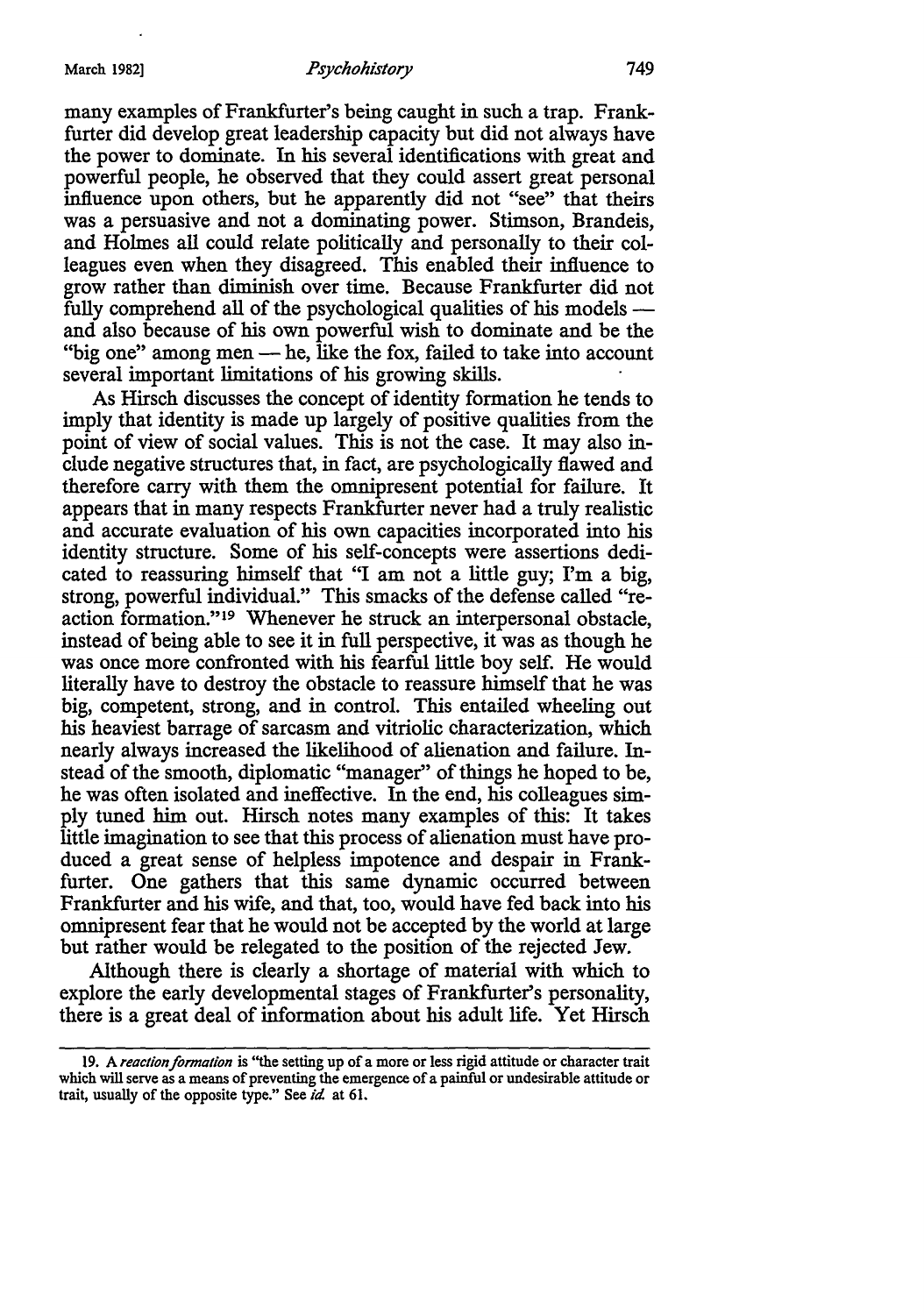many examples of Frankfurter's being caught in such a trap. Frankfurter did develop great leadership capacity but did not always have the power to dominate. In his several identifications with great and powerful people, he observed that they could assert great personal influence upon others, but he apparently did not "see" that theirs was a persuasive and not a dominating power. Stimson, Brandeis, and Holmes all could relate politically and personally to their colleagues even when they disagreed. This enabled their influence to grow rather than diminish over time. Because Frankfurter did not fully comprehend all of the psychological qualities of his models — and also because of his own powerful wish to dominate and be the "big one" among men — he, like the fox, failed to take into account several important limitations of his growing skills.

As Hirsch discusses the concept of identity formation he tends to imply that identity is made up largely of positive qualities from the point of view of social values. This is not the case. It may also include negative structures that, in fact, are psychologically flawed and therefore carry with them the omnipresent potential for failure. It appears that in many respects Frankfurter never had a truly realistic and accurate evaluation of his own capacities incorporated into his identity structure. Some of his self-concepts were assertions dedicated to reassuring himself that "I am not a little guy; I'm a big, strong, powerful individual." This smacks of the defense called "reaction formation."[19] Whenever he struck an interpersonal obstacle, instead of being able to see it in full perspective, it was as though he was once more confronted with his fearful little boy self. He would literally have to destroy the obstacle to reassure himself that he was big, competent, strong, and in control. This entailed wheeling out his heaviest barrage of sarcasm and vitriolic characterization, which nearly always increased the likelihood of alienation and failure. Instead of the smooth, diplomatic "manager" of things he hoped to be, he was often isolated and ineffective. In the end, his colleagues simply tuned him out. Hirsch notes many examples of this: It takes little imagination to see that this process of alienation must have produced a great sense of helpless impotence and despair in Frankfurter. One gathers that this same dynamic occurred between Frankfurter and his wife, and that, too, would have fed back into his omnipresent fear that he would not be accepted by the world at large but rather would be relegated to the position of the rejected Jew.

Although there is clearly a shortage of material with which to explore the early developmental stages of Frankfurter's personality, there is a great deal of information about his adult life. Yet Hirsch

---

19. A *reaction formation* is "the setting up of a more or less rigid attitude or character trait which will serve as a means of preventing the emergence of a painful or undesirable attitude or trait, usually of the opposite type." See *id.* at 61.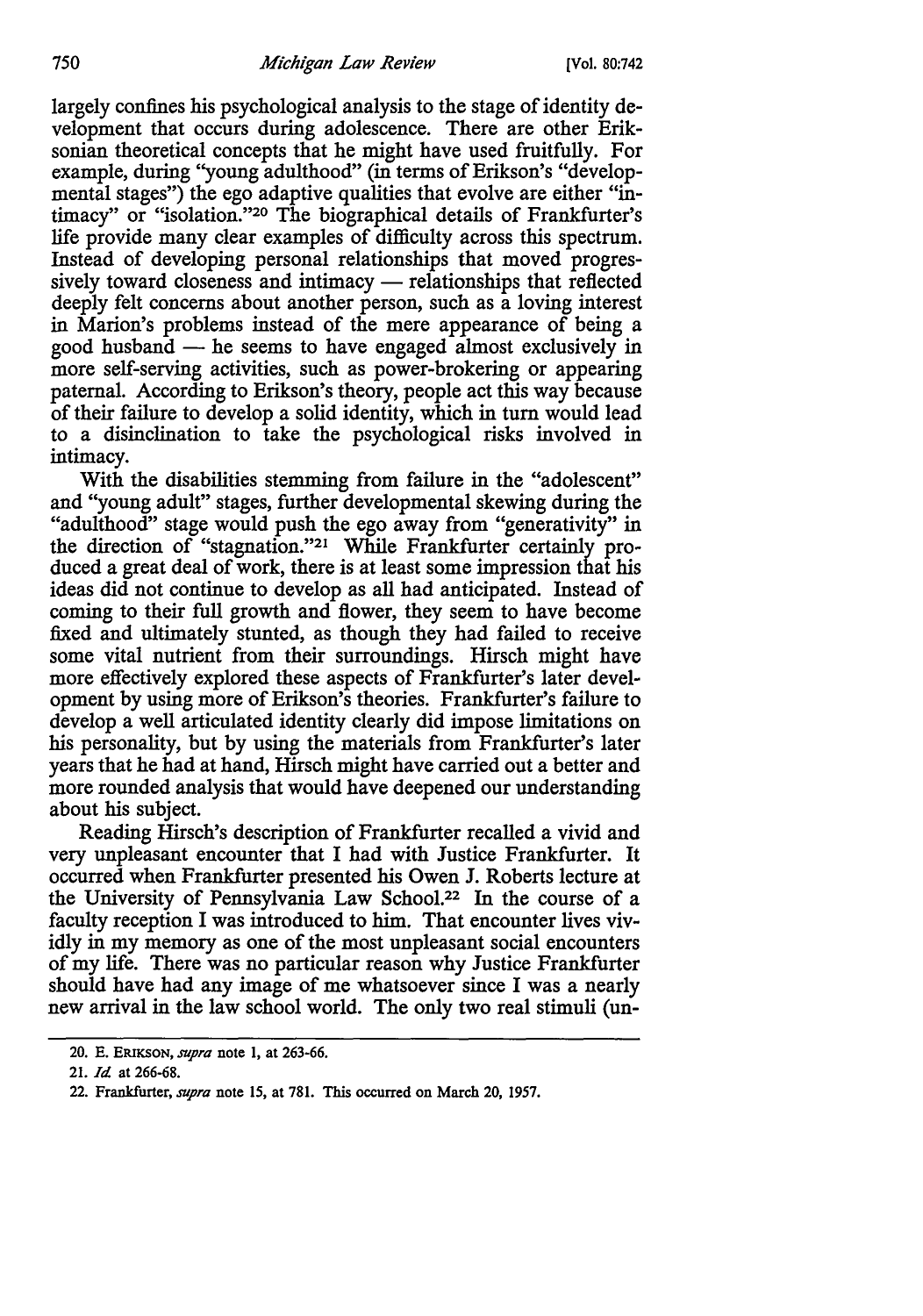largely confines his psychological analysis to the stage of identity development that occurs during adolescence. There are other Eriksonian theoretical concepts that he might have used fruitfully. For example, during "young adulthood" (in terms of Erikson's "developmental stages") the ego adaptive qualities that evolve are either "intimacy" or "isolation."[20] The biographical details of Frankfurter's life provide many clear examples of difficulty across this spectrum. Instead of developing personal relationships that moved progressively toward closeness and intimacy — relationships that reflected deeply felt concerns about another person, such as a loving interest in Marion's problems instead of the mere appearance of being a good husband — he seems to have engaged almost exclusively in more self-serving activities, such as power-brokering or appearing paternal. According to Erikson's theory, people act this way because of their failure to develop a solid identity, which in turn would lead to a disinclination to take the psychological risks involved in intimacy.

With the disabilities stemming from failure in the "adolescent" and "young adult" stages, further developmental skewing during the "adulthood" stage would push the ego away from "generativity" in the direction of "stagnation."[21] While Frankfurter certainly produced a great deal of work, there is at least some impression that his ideas did not continue to develop as all had anticipated. Instead of coming to their full growth and flower, they seem to have become fixed and ultimately stunted, as though they had failed to receive some vital nutrient from their surroundings. Hirsch might have more effectively explored these aspects of Frankfurter's later development by using more of Erikson's theories. Frankfurter's failure to develop a well articulated identity clearly did impose limitations on his personality, but by using the materials from Frankfurter's later years that he had at hand, Hirsch might have carried out a better and more rounded analysis that would have deepened our understanding about his subject.

Reading Hirsch's description of Frankfurter recalled a vivid and very unpleasant encounter that I had with Justice Frankfurter. It occurred when Frankfurter presented his Owen J. Roberts lecture at the University of Pennsylvania Law School.[22] In the course of a faculty reception I was introduced to him. That encounter lives vividly in my memory as one of the most unpleasant social encounters of my life. There was no particular reason why Justice Frankfurter should have had any image of me whatsoever since I was a nearly new arrival in the law school world. The only two real stimuli (un-

---

20. E. ERIKSON, *supra* note 1, at 263-66.

21. *Id.* at 266-68.

22. Frankfurter, *supra* note 15, at 781. This occurred on March 20, 1957.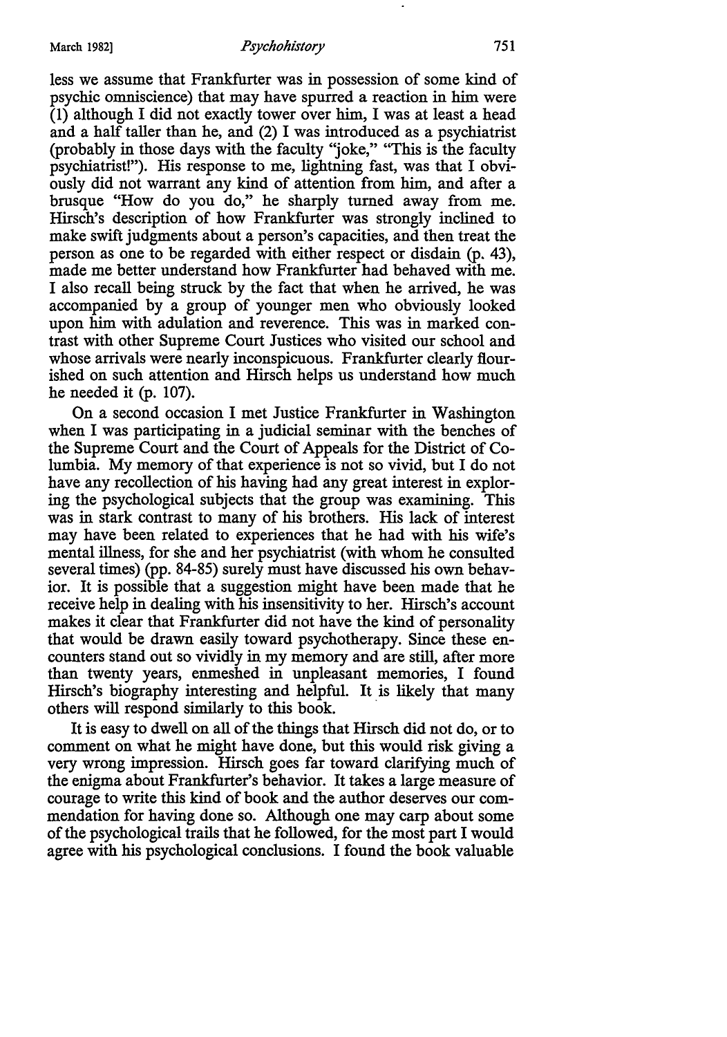less we assume that Frankfurter was in possession of some kind of psychic omniscience) that may have spurred a reaction in him were (1) although I did not exactly tower over him, I was at least a head and a half taller than he, and (2) I was introduced as a psychiatrist (probably in those days with the faculty "joke," "This is the faculty psychiatrist!"). His response to me, lightning fast, was that I obviously did not warrant any kind of attention from him, and after a brusque "How do you do," he sharply turned away from me. Hirsch's description of how Frankfurter was strongly inclined to make swift judgments about a person's capacities, and then treat the person as one to be regarded with either respect or disdain (p. 43), made me better understand how Frankfurter had behaved with me. I also recall being struck by the fact that when he arrived, he was accompanied by a group of younger men who obviously looked upon him with adulation and reverence. This was in marked contrast with other Supreme Court Justices who visited our school and whose arrivals were nearly inconspicuous. Frankfurter clearly flourished on such attention and Hirsch helps us understand how much he needed it (p. 107).

On a second occasion I met Justice Frankfurter in Washington when I was participating in a judicial seminar with the benches of the Supreme Court and the Court of Appeals for the District of Columbia. My memory of that experience is not so vivid, but I do not have any recollection of his having had any great interest in exploring the psychological subjects that the group was examining. This was in stark contrast to many of his brothers. His lack of interest may have been related to experiences that he had with his wife's mental illness, for she and her psychiatrist (with whom he consulted several times) (pp. 84-85) surely must have discussed his own behavior. It is possible that a suggestion might have been made that he receive help in dealing with his insensitivity to her. Hirsch's account makes it clear that Frankfurter did not have the kind of personality that would be drawn easily toward psychotherapy. Since these encounters stand out so vividly in my memory and are still, after more than twenty years, enmeshed in unpleasant memories, I found Hirsch's biography interesting and helpful. It is likely that many others will respond similarly to this book.

It is easy to dwell on all of the things that Hirsch did not do, or to comment on what he might have done, but this would risk giving a very wrong impression. Hirsch goes far toward clarifying much of the enigma about Frankfurter's behavior. It takes a large measure of courage to write this kind of book and the author deserves our commendation for having done so. Although one may carp about some of the psychological trails that he followed, for the most part I would agree with his psychological conclusions. I found the book valuable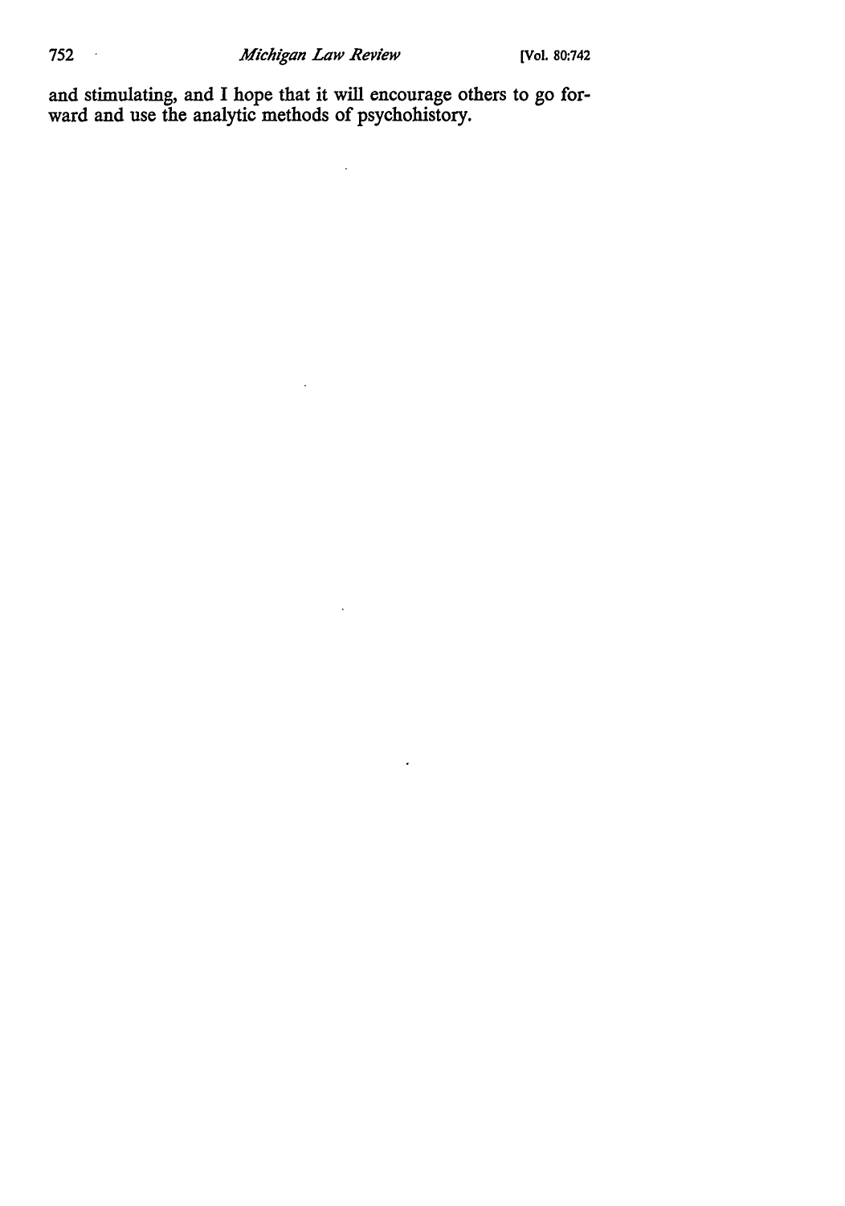and stimulating, and I hope that it will encourage others to go forward and use the analytic methods of psychohistory.